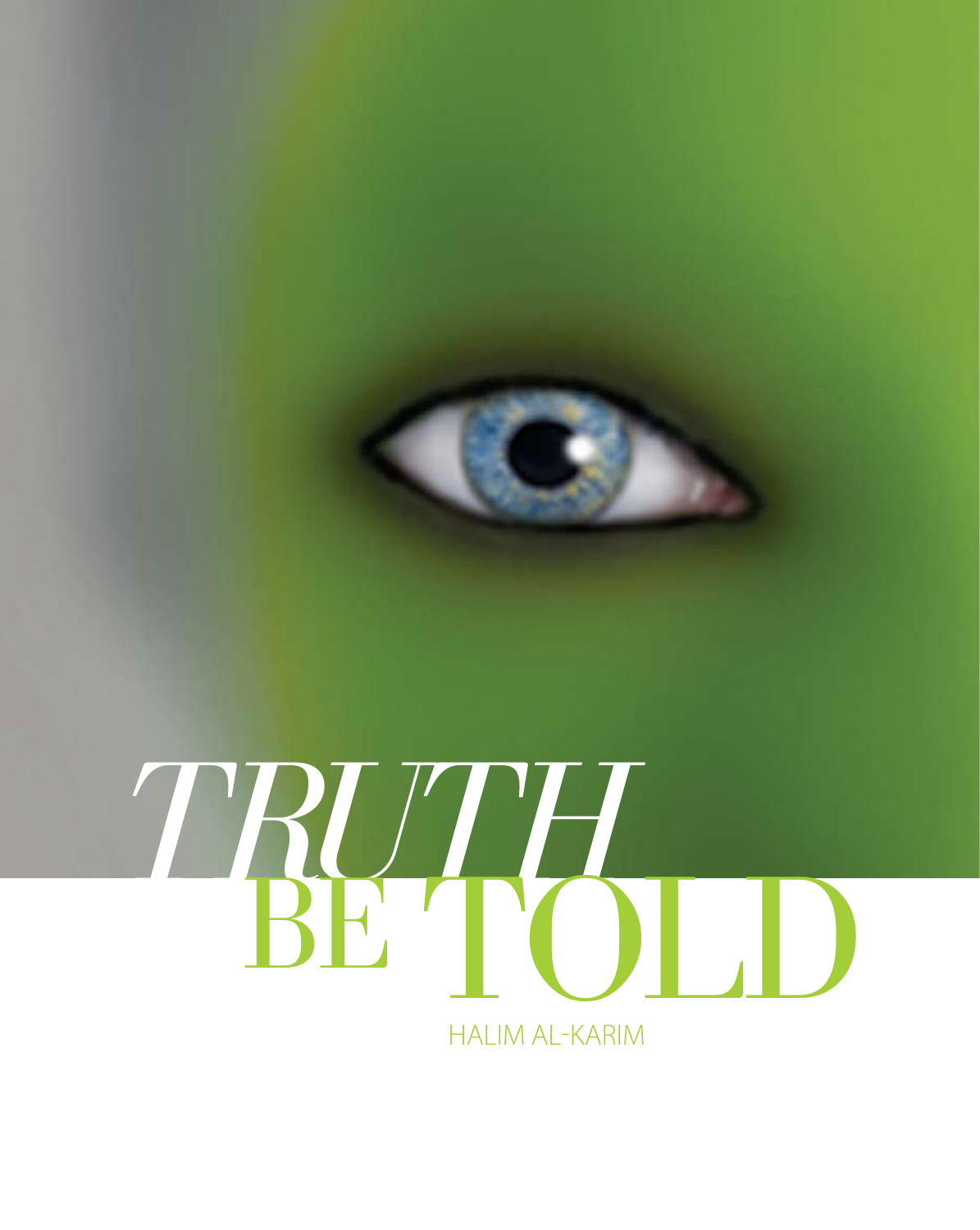# *TRUTH* BE TOLD

HALIM AL-KARIM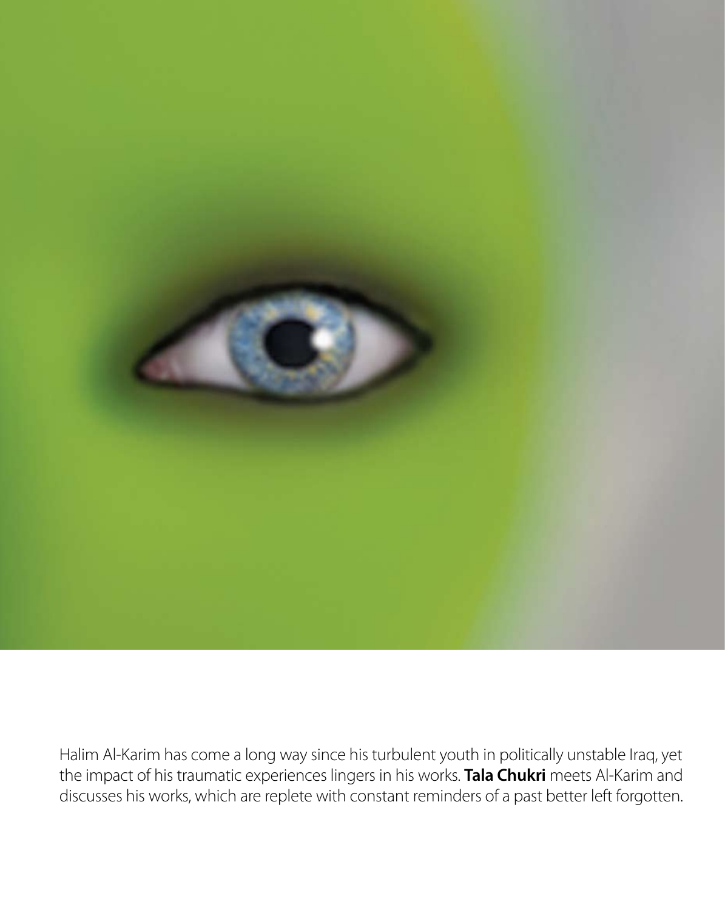Halim Al-Karim has come a long way since his turbulent youth in politically unstable Iraq, yet the impact of his traumatic experiences lingers in his works. **Tala Chukri** meets Al-Karim and discusses his works, which are replete with constant reminders of a past better left forgotten.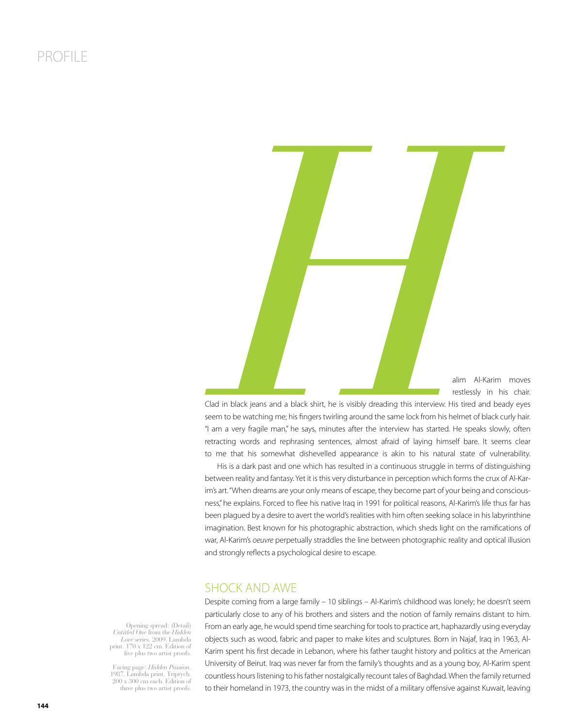**H**alim Al-Karim moves restlessly in his chair. Clad in black jeans and a black shirt, he is visibly dreading this interview. His tired and beady eyes seem to be watching me; his fingers twirling around the same lock from his helmet of black curly hair. "I am a very fragile man," he says, minutes after the interview has started. He speaks slowly, often retracting words and rephrasing sentences, almost afraid of laying himself bare. It seems clear to me that his somewhat dishevelled appearance is akin to his natural state of vulnerability.

His is a dark past and one which has resulted in a continuous struggle in terms of distinguishing between reality and fantasy. Yet it is this very disturbance in perception which forms the crux of Al-Karim's art. "When dreams are your only means of escape, they become part of your being and consciousness," he explains. Forced to flee his native Iraq in 1991 for political reasons, Al-Karim's life thus far has been plagued by a desire to avert the world's realities with him often seeking solace in his labyrinthine imagination. Best known for his photographic abstraction, which sheds light on the ramifications of war, Al-Karim's *oeuvre* perpetually straddles the line between photographic reality and optical illusion and strongly reflects a psychological desire to escape.

## SHOCK AND AWE

Despite coming from a large family – 10 siblings – Al-Karim's childhood was lonely; he doesn't seem particularly close to any of his brothers and sisters and the notion of family remains distant to him. From an early age, he would spend time searching for tools to practice art, haphazardly using everyday objects such as wood, fabric and paper to make kites and sculptures. Born in Najaf, Iraq in 1963, Al-Karim spent his first decade in Lebanon, where his father taught history and politics at the American University of Beirut. Iraq was never far from the family's thoughts and as a young boy, Al-Karim spent countless hours listening to his father nostalgically recount tales of Baghdad. When the family returned to their homeland in 1973, the country was in the midst of a military offensive against Kuwait, leaving

Opening spread: (Detail) *Untitled One* from the *Hidden Love* series. 2009. Lambda print. 170 x 122 cm. Edition of five plus two artist proofs.

Facing page: *Hidden Passion*. 1987. Lambda print. Triptych. 200 x 300 cm each. Edition of three plus two artist proofs.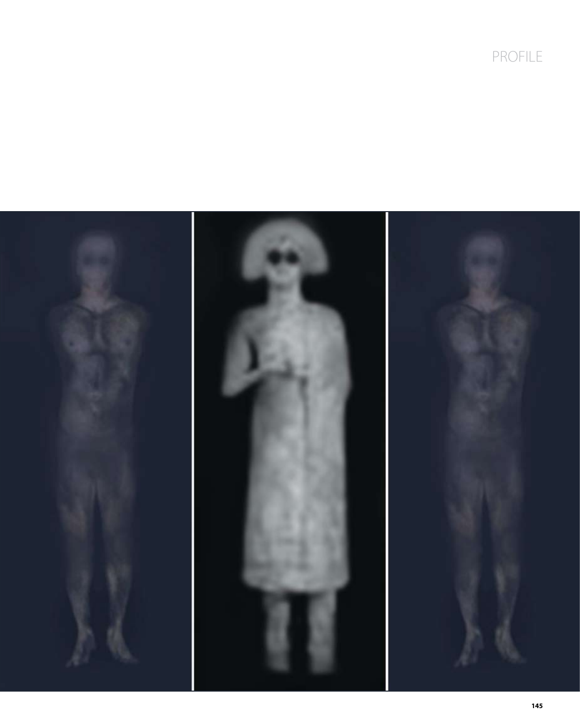PROFILE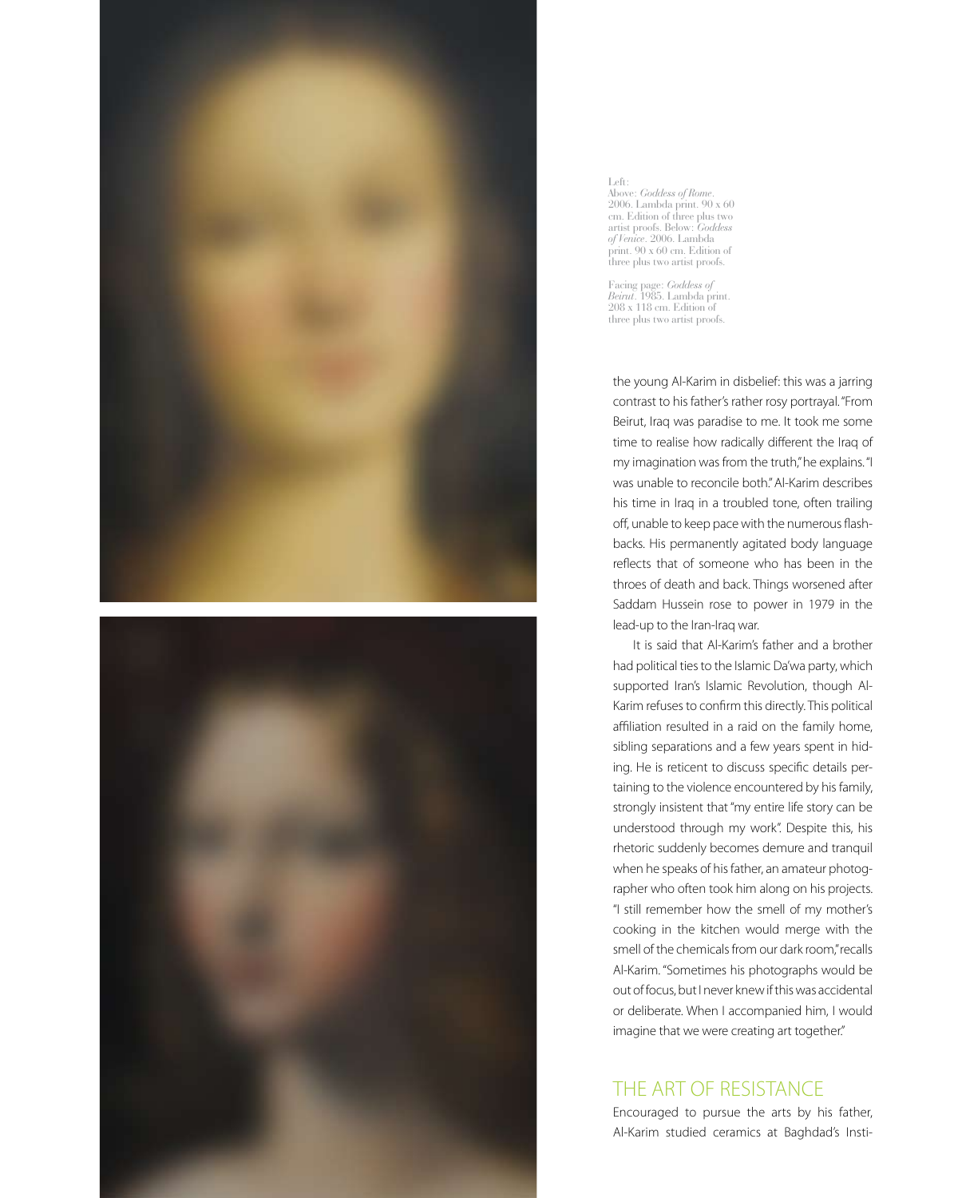Left:
Above: *Goddess of Rome*. 2006. Lambda print. 90 x 60 cm. Edition of three plus two artist proofs. Below: *Goddess of Venice*. 2006. Lambda print. 90 x 60 cm. Edition of three plus two artist proofs.

Facing page: *Goddess of Beirut*. 1985. Lambda print. 208 x 118 cm. Edition of three plus two artist proofs.

the young Al-Karim in disbelief: this was a jarring contrast to his father's rather rosy portrayal. "From Beirut, Iraq was paradise to me. It took me some time to realise how radically different the Iraq of my imagination was from the truth," he explains. "I was unable to reconcile both." Al-Karim describes his time in Iraq in a troubled tone, often trailing off, unable to keep pace with the numerous flashbacks. His permanently agitated body language reflects that of someone who has been in the throes of death and back. Things worsened after Saddam Hussein rose to power in 1979 in the lead-up to the Iran-Iraq war.

It is said that Al-Karim's father and a brother had political ties to the Islamic Da'wa party, which supported Iran's Islamic Revolution, though Al-Karim refuses to confirm this directly. This political affiliation resulted in a raid on the family home, sibling separations and a few years spent in hiding. He is reticent to discuss specific details pertaining to the violence encountered by his family, strongly insistent that "my entire life story can be understood through my work". Despite this, his rhetoric suddenly becomes demure and tranquil when he speaks of his father, an amateur photographer who often took him along on his projects. "I still remember how the smell of my mother's cooking in the kitchen would merge with the smell of the chemicals from our dark room," recalls Al-Karim. "Sometimes his photographs would be out of focus, but I never knew if this was accidental or deliberate. When I accompanied him, I would imagine that we were creating art together."

## THE ART OF RESISTANCE

Encouraged to pursue the arts by his father, Al-Karim studied ceramics at Baghdad's Insti-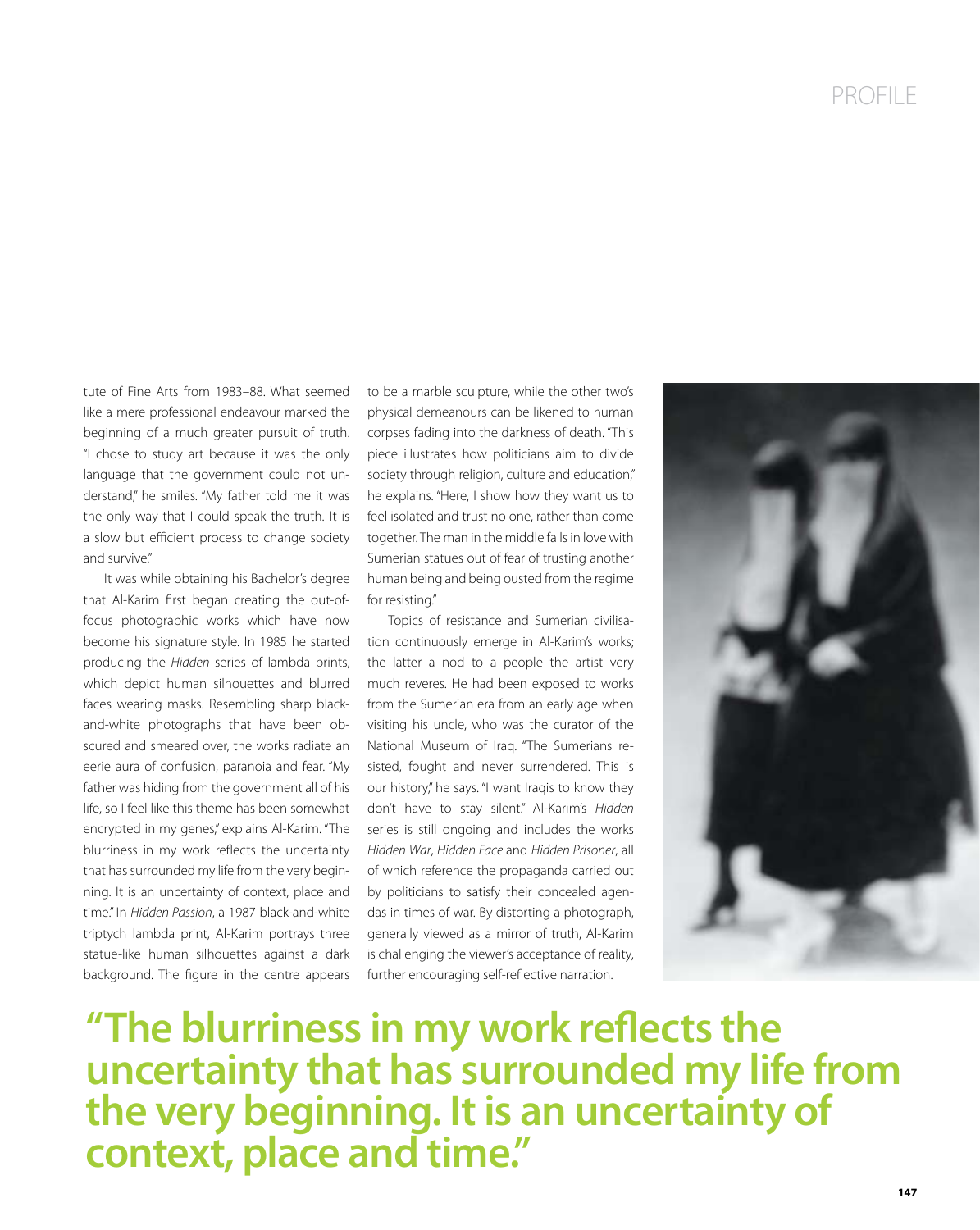tute of Fine Arts from 1983–88. What seemed like a mere professional endeavour marked the beginning of a much greater pursuit of truth. "I chose to study art because it was the only language that the government could not understand," he smiles. "My father told me it was the only way that I could speak the truth. It is a slow but efficient process to change society and survive."

It was while obtaining his Bachelor's degree that Al-Karim first began creating the out-of-focus photographic works which have now become his signature style. In 1985 he started producing the *Hidden* series of lambda prints, which depict human silhouettes and blurred faces wearing masks. Resembling sharp black-and-white photographs that have been obscured and smeared over, the works radiate an eerie aura of confusion, paranoia and fear. "My father was hiding from the government all of his life, so I feel like this theme has been somewhat encrypted in my genes," explains Al-Karim. "The blurriness in my work reflects the uncertainty that has surrounded my life from the very beginning. It is an uncertainty of context, place and time." In *Hidden Passion*, a 1987 black-and-white triptych lambda print, Al-Karim portrays three statue-like human silhouettes against a dark background. The figure in the centre appears to be a marble sculpture, while the other two's physical demeanours can be likened to human corpses fading into the darkness of death. "This piece illustrates how politicians aim to divide society through religion, culture and education," he explains. "Here, I show how they want us to feel isolated and trust no one, rather than come together. The man in the middle falls in love with Sumerian statues out of fear of trusting another human being and being ousted from the regime for resisting."

Topics of resistance and Sumerian civilisation continuously emerge in Al-Karim's works; the latter a nod to a people the artist very much reveres. He had been exposed to works from the Sumerian era from an early age when visiting his uncle, who was the curator of the National Museum of Iraq. "The Sumerians resisted, fought and never surrendered. This is our history," he says. "I want Iraqis to know they don't have to stay silent." Al-Karim's *Hidden* series is still ongoing and includes the works *Hidden War*, *Hidden Face* and *Hidden Prisoner*, all of which reference the propaganda carried out by politicians to satisfy their concealed agendas in times of war. By distorting a photograph, generally viewed as a mirror of truth, Al-Karim is challenging the viewer's acceptance of reality, further encouraging self-reflective narration.

**"The blurriness in my work reflects the uncertainty that has surrounded my life from the very beginning. It is an uncertainty of context, place and time."**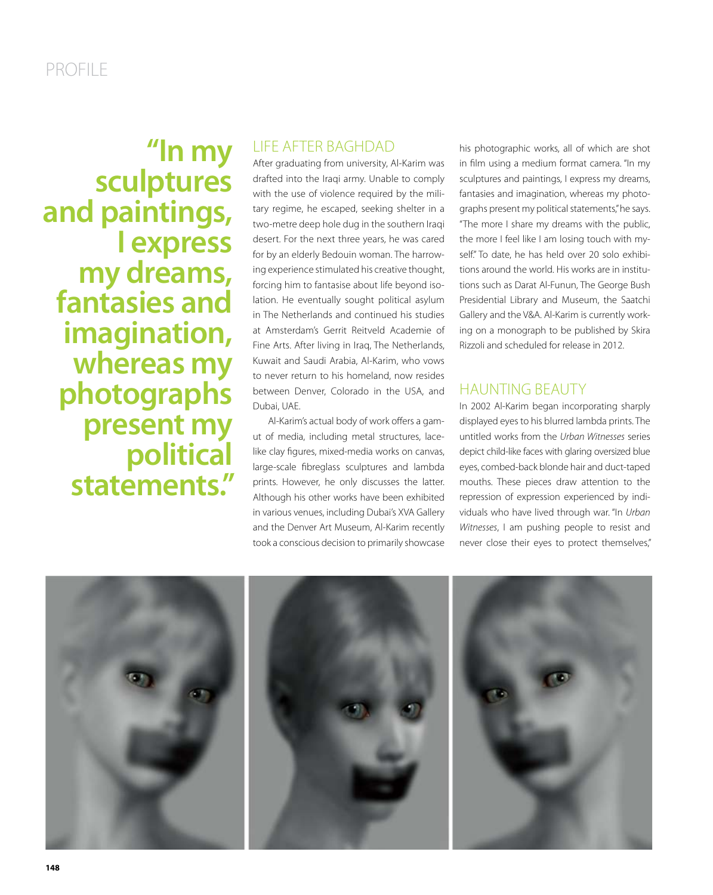"In my sculptures and paintings, I express my dreams, fantasies and imagination, whereas my photographs present my political statements."

## LIFE AFTER BAGHDAD

After graduating from university, Al-Karim was drafted into the Iraqi army. Unable to comply with the use of violence required by the military regime, he escaped, seeking shelter in a two-metre deep hole dug in the southern Iraqi desert. For the next three years, he was cared for by an elderly Bedouin woman. The harrowing experience stimulated his creative thought, forcing him to fantasise about life beyond isolation. He eventually sought political asylum in The Netherlands and continued his studies at Amsterdam's Gerrit Reitveld Academie of Fine Arts. After living in Iraq, The Netherlands, Kuwait and Saudi Arabia, Al-Karim, who vows to never return to his homeland, now resides between Denver, Colorado in the USA, and Dubai, UAE.

Al-Karim's actual body of work offers a gamut of media, including metal structures, lace-like clay figures, mixed-media works on canvas, large-scale fibreglass sculptures and lambda prints. However, he only discusses the latter. Although his other works have been exhibited in various venues, including Dubai's XVA Gallery and the Denver Art Museum, Al-Karim recently took a conscious decision to primarily showcase his photographic works, all of which are shot in film using a medium format camera. "In my sculptures and paintings, I express my dreams, fantasies and imagination, whereas my photographs present my political statements," he says. "The more I share my dreams with the public, the more I feel like I am losing touch with myself." To date, he has held over 20 solo exhibitions around the world. His works are in institutions such as Darat Al-Funun, The George Bush Presidential Library and Museum, the Saatchi Gallery and the V&A. Al-Karim is currently working on a monograph to be published by Skira Rizzoli and scheduled for release in 2012.

## HAUNTING BEAUTY

In 2002 Al-Karim began incorporating sharply displayed eyes to his blurred lambda prints. The untitled works from the *Urban Witnesses* series depict child-like faces with glaring oversized blue eyes, combed-back blonde hair and duct-taped mouths. These pieces draw attention to the repression of expression experienced by individuals who have lived through war. "In *Urban Witnesses*, I am pushing people to resist and never close their eyes to protect themselves,"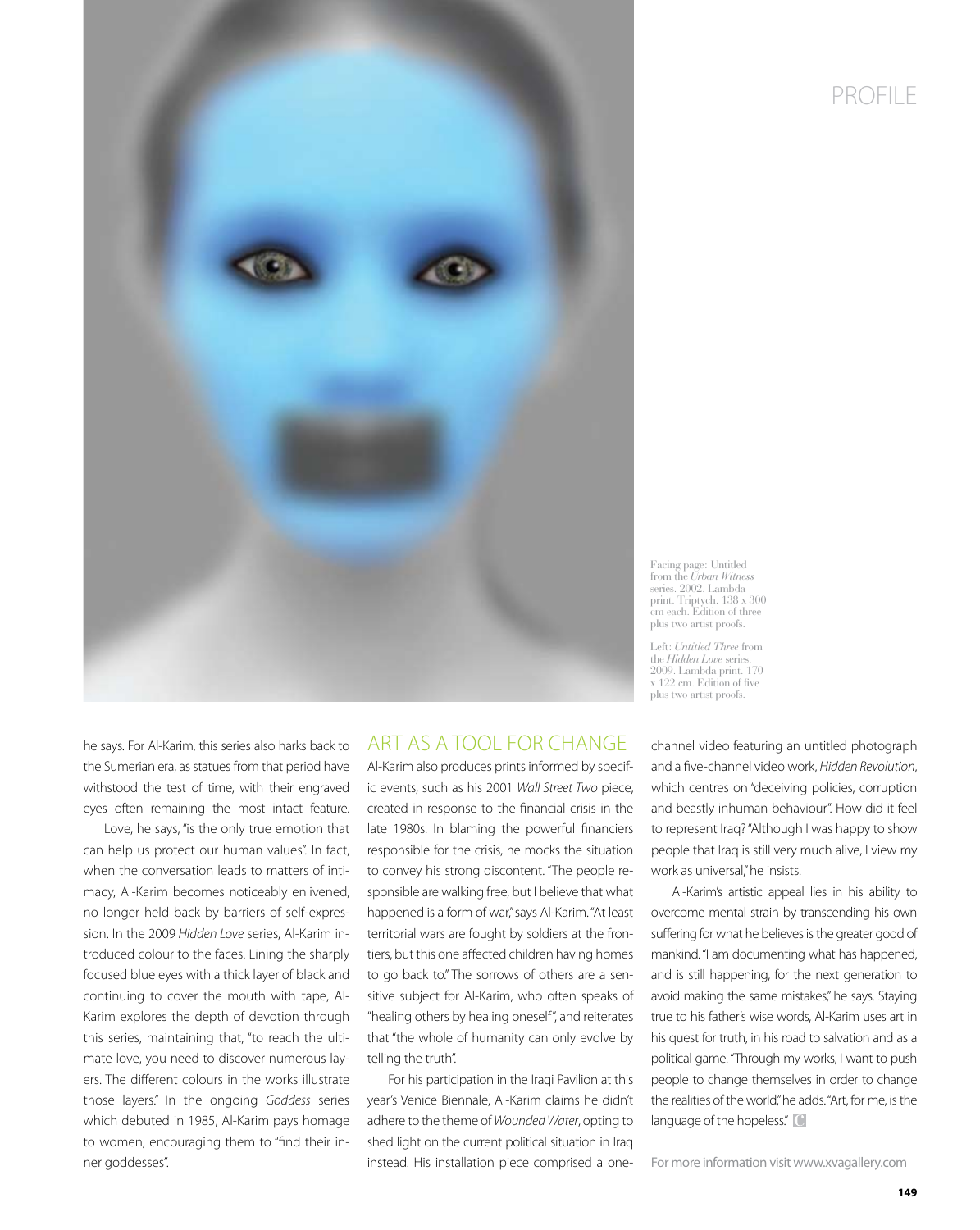PROFILE

Facing page: Untitled from the *Urban Witness* series. 2002. Lambda print. Triptych. 138 x 300 cm each. Edition of three plus two artist proofs.

Left: *Untitled Three* from the *Hidden Love* series. 2009. Lambda print. 170 x 122 cm. Edition of five plus two artist proofs.

he says. For Al-Karim, this series also harks back to the Sumerian era, as statues from that period have withstood the test of time, with their engraved eyes often remaining the most intact feature.

Love, he says, "is the only true emotion that can help us protect our human values". In fact, when the conversation leads to matters of intimacy, Al-Karim becomes noticeably enlivened, no longer held back by barriers of self-expression. In the 2009 *Hidden Love* series, Al-Karim introduced colour to the faces. Lining the sharply focused blue eyes with a thick layer of black and continuing to cover the mouth with tape, Al-Karim explores the depth of devotion through this series, maintaining that, "to reach the ultimate love, you need to discover numerous layers. The different colours in the works illustrate those layers." In the ongoing *Goddess* series which debuted in 1985, Al-Karim pays homage to women, encouraging them to "find their inner goddesses".

## ART AS A TOOL FOR CHANGE

Al-Karim also produces prints informed by specific events, such as his 2001 *Wall Street Two* piece, created in response to the financial crisis in the late 1980s. In blaming the powerful financiers responsible for the crisis, he mocks the situation to convey his strong discontent. "The people responsible are walking free, but I believe that what happened is a form of war," says Al-Karim. "At least territorial wars are fought by soldiers at the frontiers, but this one affected children having homes to go back to." The sorrows of others are a sensitive subject for Al-Karim, who often speaks of "healing others by healing oneself", and reiterates that "the whole of humanity can only evolve by telling the truth".

For his participation in the Iraqi Pavilion at this year's Venice Biennale, Al-Karim claims he didn't adhere to the theme of *Wounded Water*, opting to shed light on the current political situation in Iraq instead. His installation piece comprised a one-channel video featuring an untitled photograph and a five-channel video work, *Hidden Revolution*, which centres on "deceiving policies, corruption and beastly inhuman behaviour". How did it feel to represent Iraq? "Although I was happy to show people that Iraq is still very much alive, I view my work as universal," he insists.

Al-Karim's artistic appeal lies in his ability to overcome mental strain by transcending his own suffering for what he believes is the greater good of mankind. "I am documenting what has happened, and is still happening, for the next generation to avoid making the same mistakes," he says. Staying true to his father's wise words, Al-Karim uses art in his quest for truth, in his road to salvation and as a political game. "Through my works, I want to push people to change themselves in order to change the realities of the world," he adds. "Art, for me, is the language of the hopeless."

For more information visit www.xvagallery.com